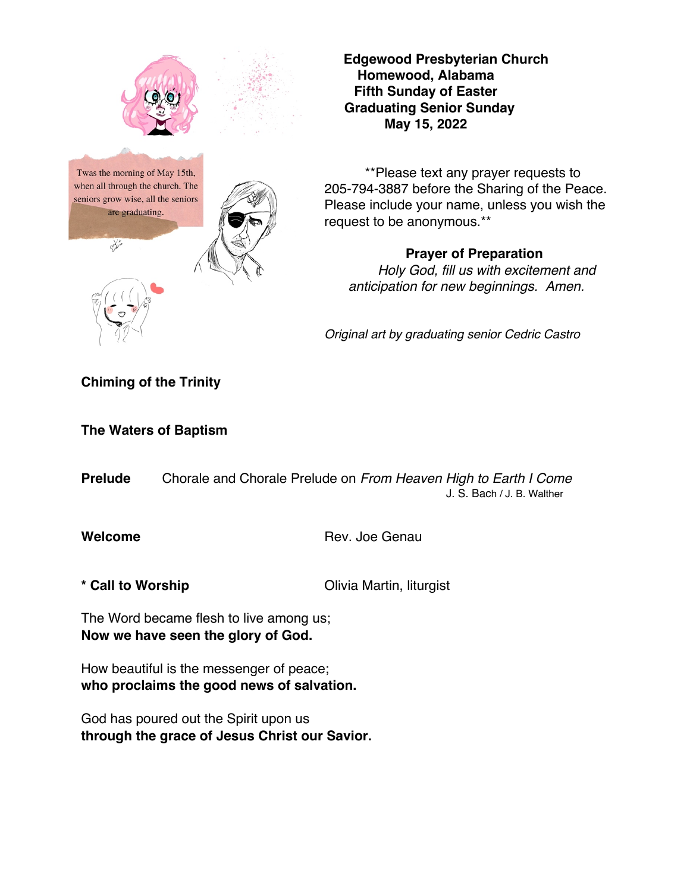Twas the morning of May 15th, when all through the church. The seniors grow wise, all the seniors are graduating.

**Edgewood Presbyterian Church**
**Homewood, Alabama**
**Fifth Sunday of Easter**
**Graduating Senior Sunday**
**May 15, 2022**

**Please text any prayer requests to 205-794-3887 before the Sharing of the Peace. Please include your name, unless you wish the request to be anonymous.**

**Prayer of Preparation**

*Holy God, fill us with excitement and anticipation for new beginnings. Amen.*

*Original art by graduating senior Cedric Castro*

**Chiming of the Trinity**

**The Waters of Baptism**

**Prelude** Chorale and Chorale Prelude on *From Heaven High to Earth I Come*
J. S. Bach / J. B. Walther

**Welcome** Rev. Joe Genau

**\* Call to Worship** Olivia Martin, liturgist

The Word became flesh to live among us;
**Now we have seen the glory of God.**

How beautiful is the messenger of peace;
**who proclaims the good news of salvation.**

God has poured out the Spirit upon us
**through the grace of Jesus Christ our Savior.**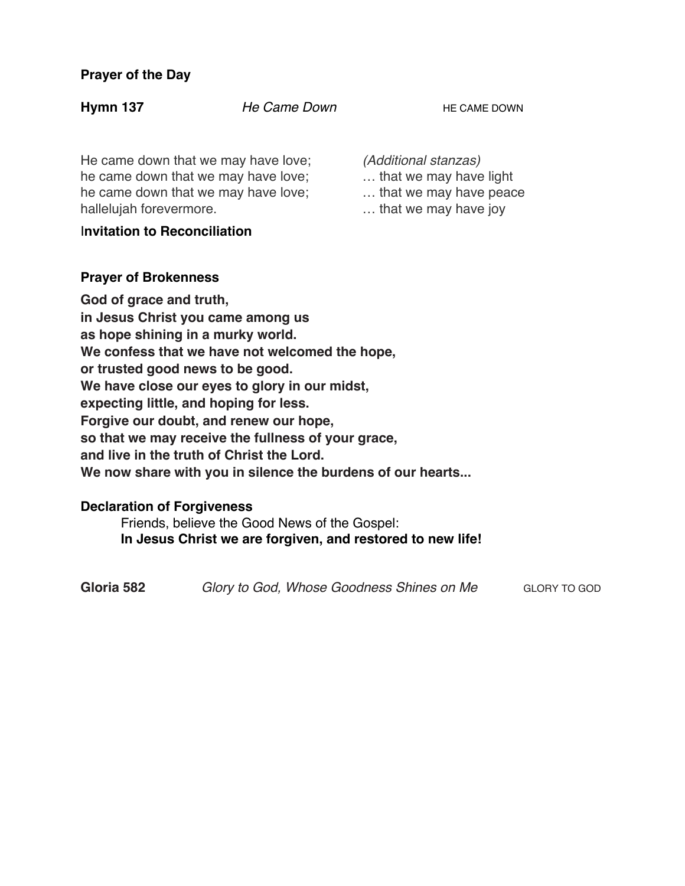**Prayer of the Day**

**Hymn 137** *He Came Down* HE CAME DOWN

He came down that we may have love;
he came down that we may have love;
he came down that we may have love;
hallelujah forevermore.

*(Additional stanzas)*
… that we may have light
… that we may have peace
… that we may have joy

**Invitation to Reconciliation**

**Prayer of Brokenness**

**God of grace and truth,**
**in Jesus Christ you came among us**
**as hope shining in a murky world.**
**We confess that we have not welcomed the hope,**
**or trusted good news to be good.**
**We have close our eyes to glory in our midst,**
**expecting little, and hoping for less.**
**Forgive our doubt, and renew our hope,**
**so that we may receive the fullness of your grace,**
**and live in the truth of Christ the Lord.**
**We now share with you in silence the burdens of our hearts...**

**Declaration of Forgiveness**

Friends, believe the Good News of the Gospel:
**In Jesus Christ we are forgiven, and restored to new life!**

**Gloria 582** *Glory to God, Whose Goodness Shines on Me* GLORY TO GOD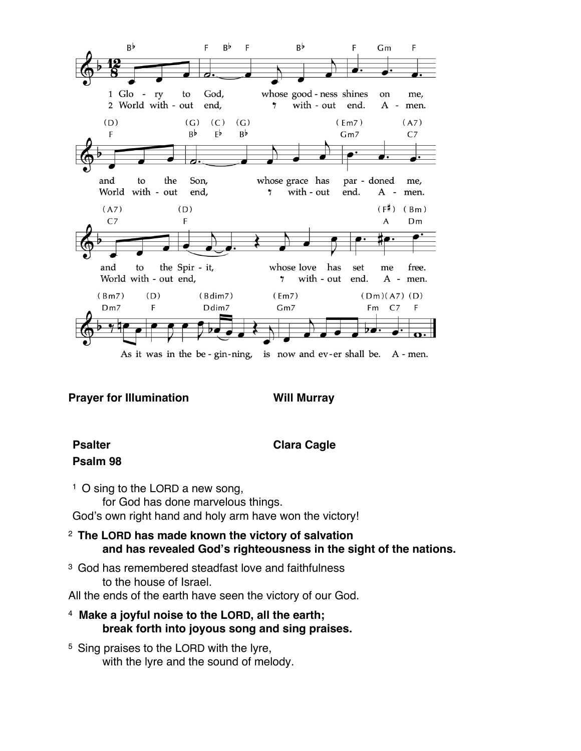1 Glo - ry to God, whose good - ness shines on me,
2 World with - out end, with - out end. A - men.

and to the Son, whose grace has par - doned me,
World with - out end, with - out end. A - men.

and to the Spir - it, whose love has set me free.
World with - out end, with - out end. A - men.

As it was in the be - gin-ning, is now and ev - er shall be. A - men.

**Prayer for Illumination** **Will Murray**

**Psalter** **Clara Cagle**
**Psalm 98**

[1] O sing to the LORD a new song,
for God has done marvelous things.
God's own right hand and holy arm have won the victory!

[2] **The LORD has made known the victory of salvation**
**and has revealed God's righteousness in the sight of the nations.**

[3] God has remembered steadfast love and faithfulness
to the house of Israel.
All the ends of the earth have seen the victory of our God.

[4] **Make a joyful noise to the LORD, all the earth;**
**break forth into joyous song and sing praises.**

[5] Sing praises to the LORD with the lyre,
with the lyre and the sound of melody.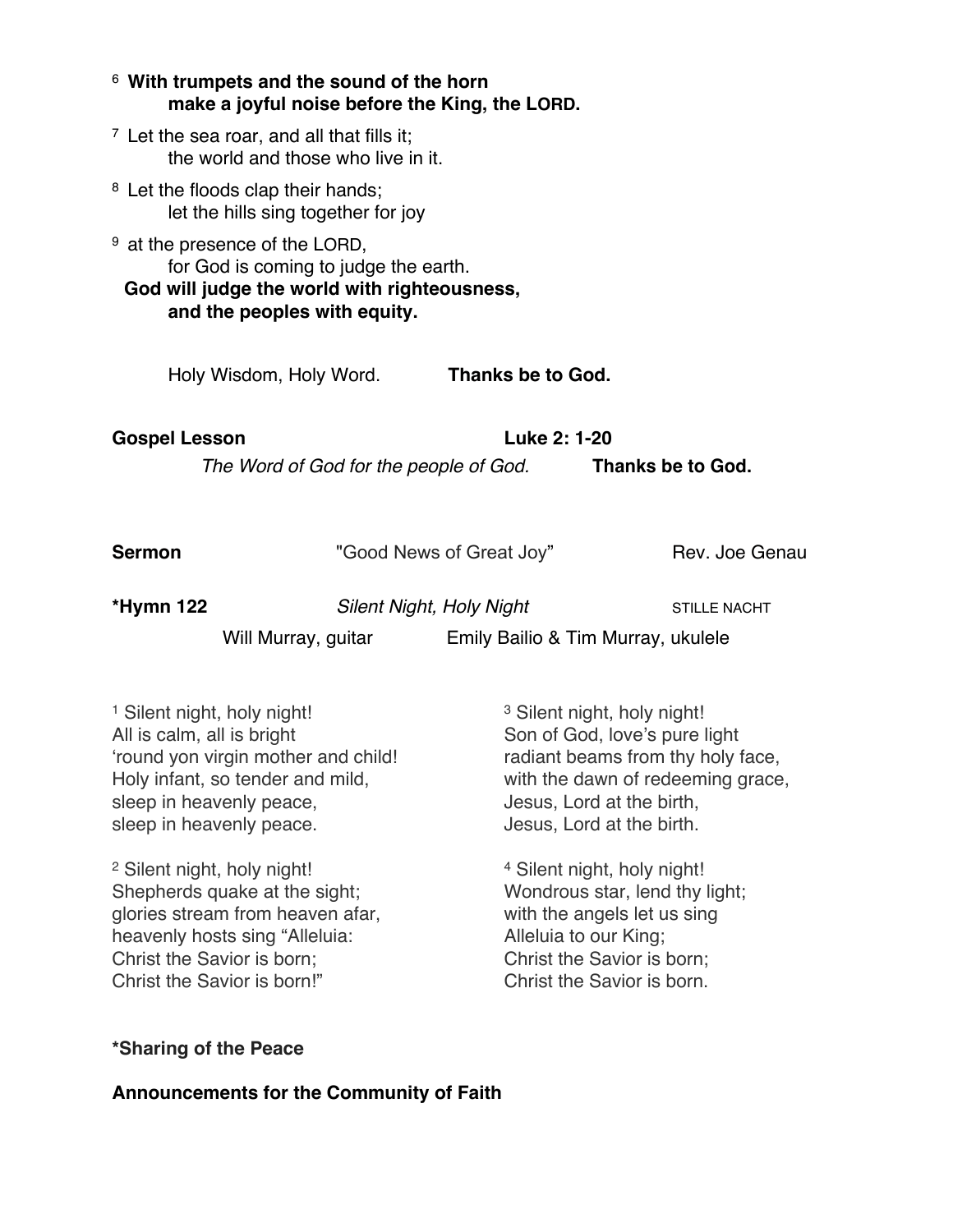[6] **With trumpets and the sound of the horn**
**make a joyful noise before the King, the LORD.**

[7] Let the sea roar, and all that fills it;
the world and those who live in it.

[8] Let the floods clap their hands;
let the hills sing together for joy

[9] at the presence of the LORD,
for God is coming to judge the earth.
**God will judge the world with righteousness,**
**and the peoples with equity.**

Holy Wisdom, Holy Word. **Thanks be to God.**

**Gospel Lesson** **Luke 2: 1-20**

*The Word of God for the people of God.* **Thanks be to God.**

**Sermon** "Good News of Great Joy" Rev. Joe Genau

**\*Hymn 122** *Silent Night, Holy Night* STILLE NACHT

Will Murray, guitar Emily Bailio & Tim Murray, ukulele

[1] Silent night, holy night!
All is calm, all is bright
'round yon virgin mother and child!
Holy infant, so tender and mild,
sleep in heavenly peace,
sleep in heavenly peace.

[2] Silent night, holy night!
Shepherds quake at the sight;
glories stream from heaven afar,
heavenly hosts sing "Alleluia:
Christ the Savior is born;
Christ the Savior is born!"

[3] Silent night, holy night!
Son of God, love's pure light
radiant beams from thy holy face,
with the dawn of redeeming grace,
Jesus, Lord at the birth,
Jesus, Lord at the birth.

[4] Silent night, holy night!
Wondrous star, lend thy light;
with the angels let us sing
Alleluia to our King;
Christ the Savior is born;
Christ the Savior is born.

**\*Sharing of the Peace**

**Announcements for the Community of Faith**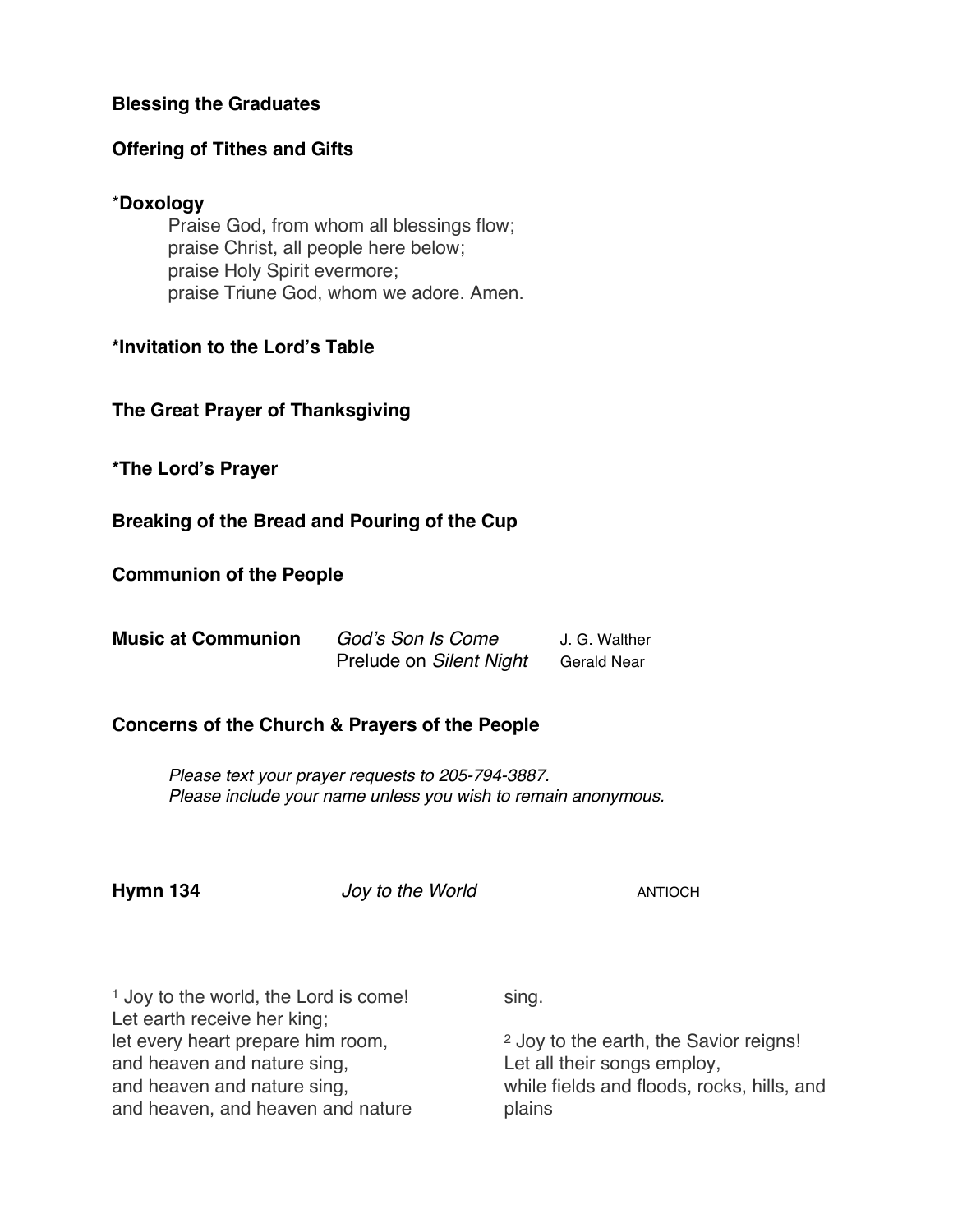**Blessing the Graduates**

**Offering of Tithes and Gifts**

***Doxology**

Praise God, from whom all blessings flow;
praise Christ, all people here below;
praise Holy Spirit evermore;
praise Triune God, whom we adore. Amen.

***Invitation to the Lord's Table**

**The Great Prayer of Thanksgiving**

***The Lord's Prayer**

**Breaking of the Bread and Pouring of the Cup**

**Communion of the People**

**Music at Communion** — *God's Son Is Come* — J. G. Walther
Prelude on *Silent Night* — Gerald Near

**Concerns of the Church & Prayers of the People**

*Please text your prayer requests to 205-794-3887.*
*Please include your name unless you wish to remain anonymous.*

**Hymn 134** — *Joy to the World* — ANTIOCH

[1] Joy to the world, the Lord is come!
Let earth receive her king;
let every heart prepare him room,
and heaven and nature sing,
and heaven and nature sing,
and heaven, and heaven and nature sing.

[2] Joy to the earth, the Savior reigns!
Let all their songs employ,
while fields and floods, rocks, hills, and plains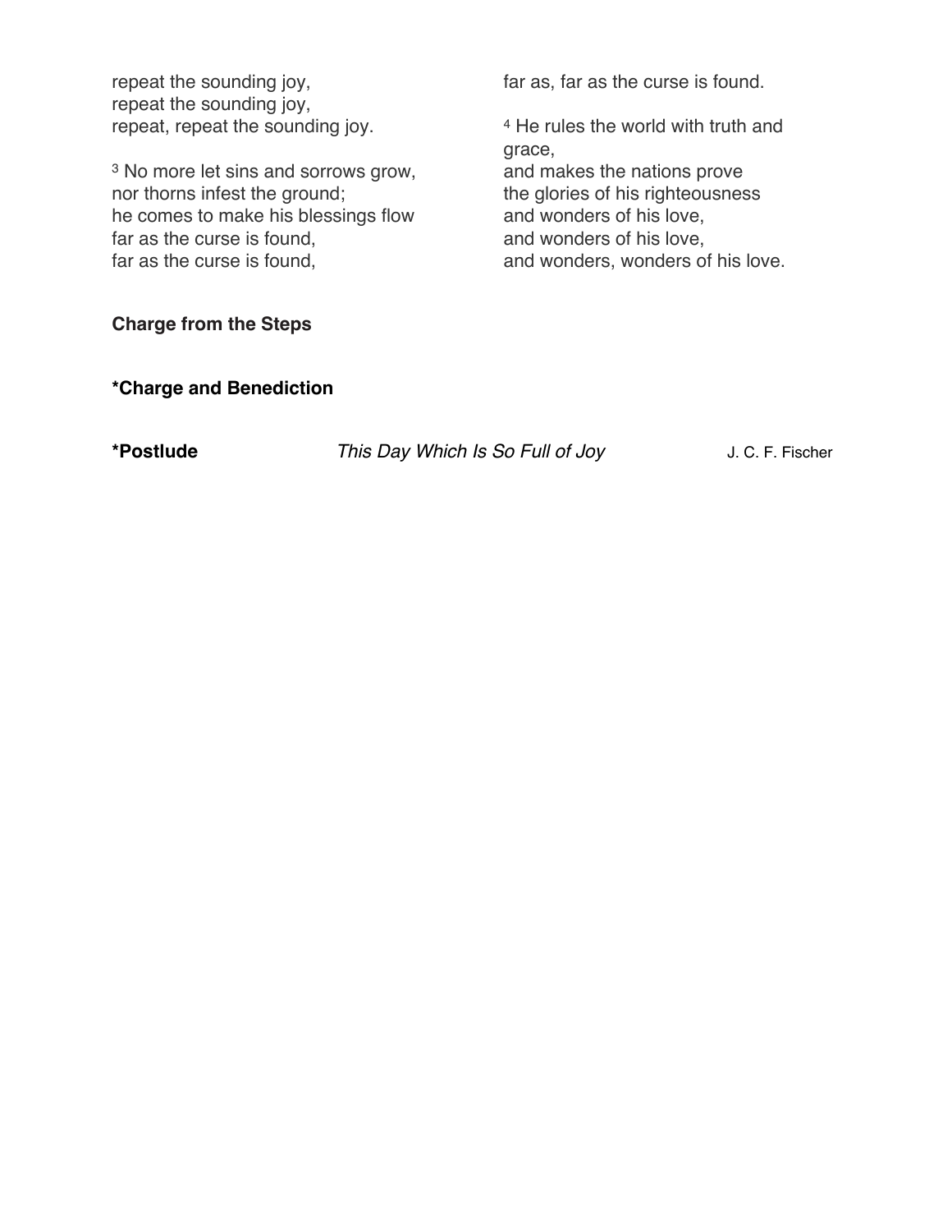repeat the sounding joy,
repeat the sounding joy,
repeat, repeat the sounding joy.

[3] No more let sins and sorrows grow,
nor thorns infest the ground;
he comes to make his blessings flow
far as the curse is found,
far as the curse is found,
far as, far as the curse is found.

[4] He rules the world with truth and grace,
and makes the nations prove
the glories of his righteousness
and wonders of his love,
and wonders of his love,
and wonders, wonders of his love.

**Charge from the Steps**

***Charge and Benediction**

***Postlude** *This Day Which Is So Full of Joy* J. C. F. Fischer